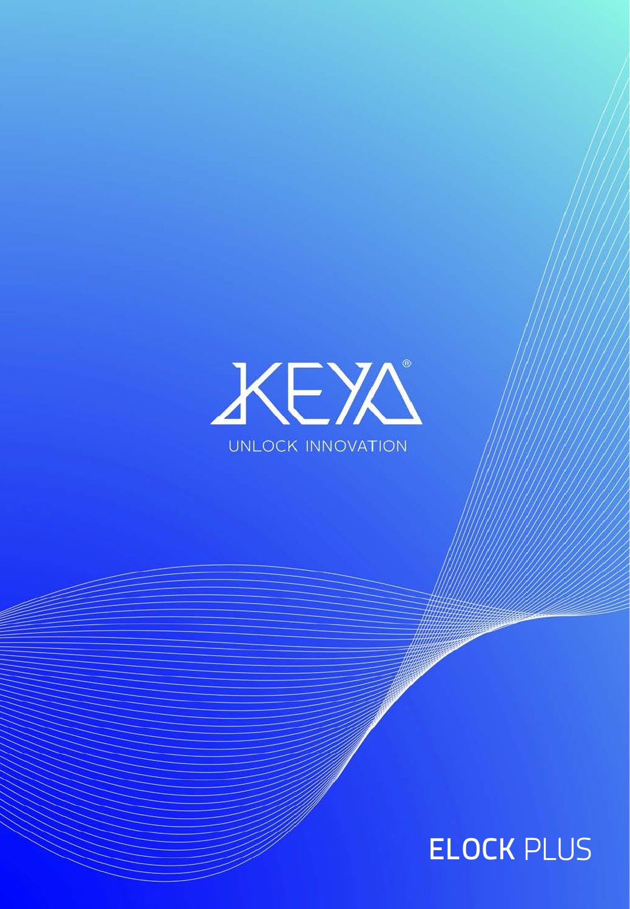# KEYA®

UNLOCK INNOVATION

**ELOCK** PLUS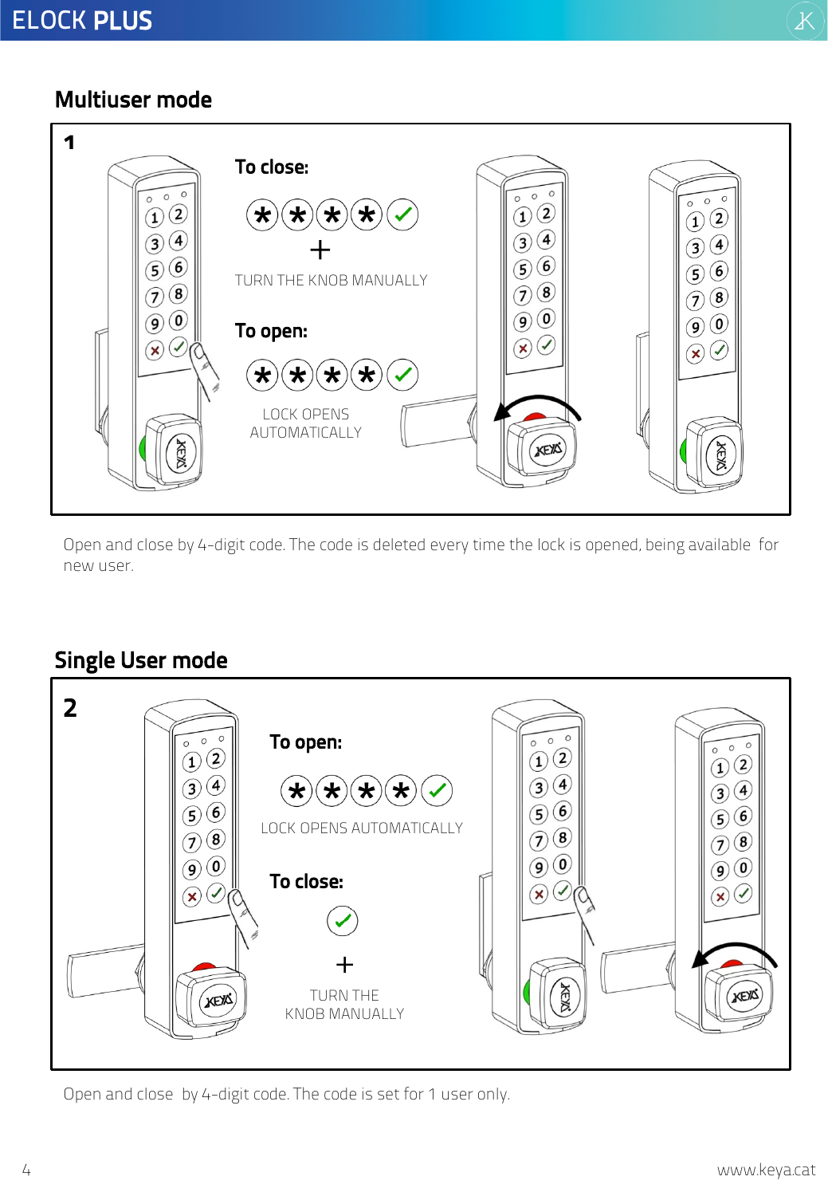## Multiuser mode

**1**

**To close:**

* * * * ✓

+

TURN THE KNOB MANUALLY

**To open:**

* * * * ✓

LOCK OPENS AUTOMATICALLY

Open and close by 4-digit code. The code is deleted every time the lock is opened, being available for new user.

## Single User mode

**2**

**To open:**

* * * * ✓

LOCK OPENS AUTOMATICALLY

**To close:**

✓

+

TURN THE KNOB MANUALLY

Open and close by 4-digit code. The code is set for 1 user only.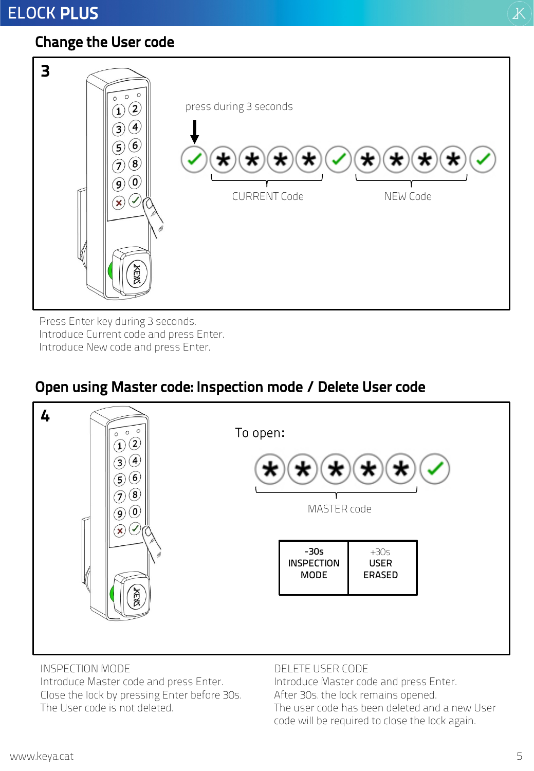## Change the User code

**3**

press during 3 seconds

CURRENT Code

NEW Code

Press Enter key during 3 seconds.
Introduce Current code and press Enter.
Introduce New code and press Enter.

## Open using Master code: Inspection mode / Delete User code

**4**

To open:

MASTER code

| -30s INSPECTION MODE | +30s USER ERASED |
|---|---|

INSPECTION MODE
Introduce Master code and press Enter.
Close the lock by pressing Enter before 30s.
The User code is not deleted.

DELETE USER CODE
Introduce Master code and press Enter.
After 30s. the lock remains opened.
The user code has been deleted and a new User code will be required to close the lock again.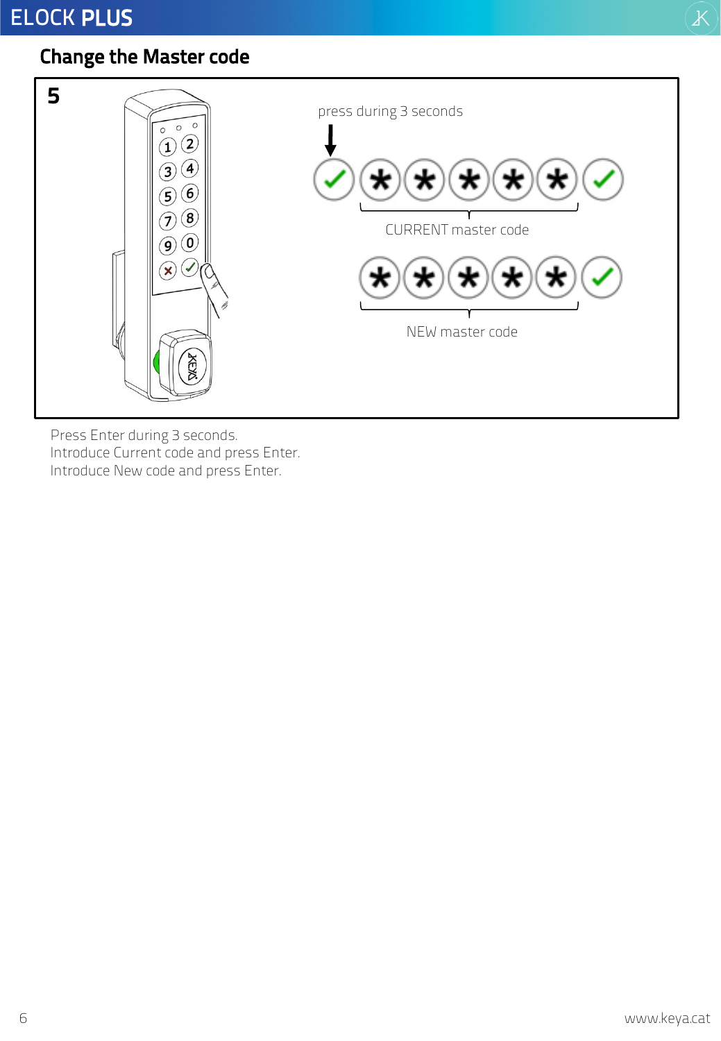## Change the Master code

**5**

press during 3 seconds

CURRENT master code

NEW master code

Press Enter during 3 seconds.
Introduce Current code and press Enter.
Introduce New code and press Enter.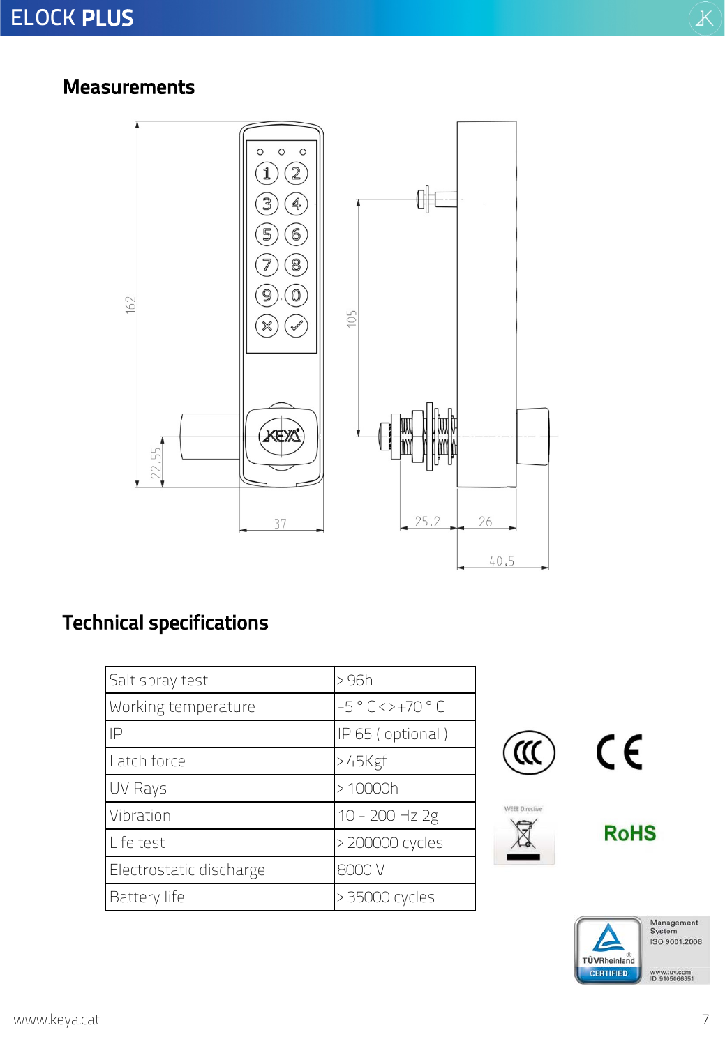## Measurements

## Technical specifications

| Salt spray test | > 96h |
|---|---|
| Working temperature | -5 ° C <> +70 ° C |
| IP | IP 65 ( optional ) |
| Latch force | > 45Kgf |
| UV Rays | > 10000h |
| Vibration | 10 - 200 Hz 2g |
| Life test | > 200000 cycles |
| Electrostatic discharge | 8000 V |
| Battery life | > 35000 cycles |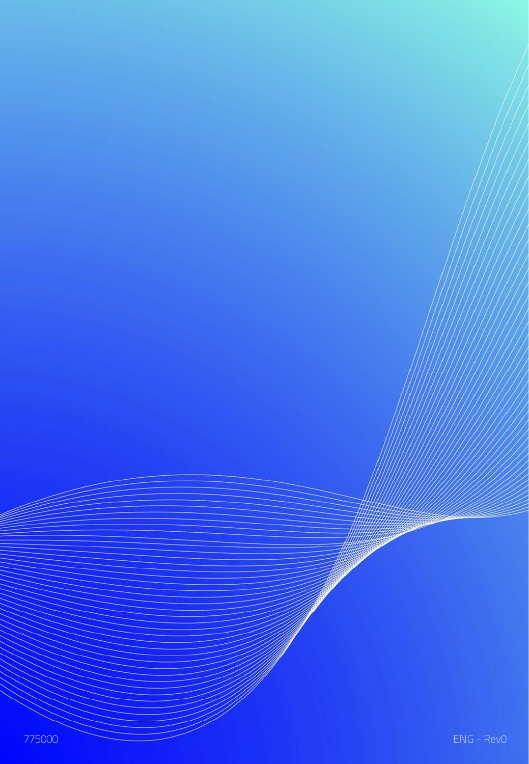775000

ENG - Rev0